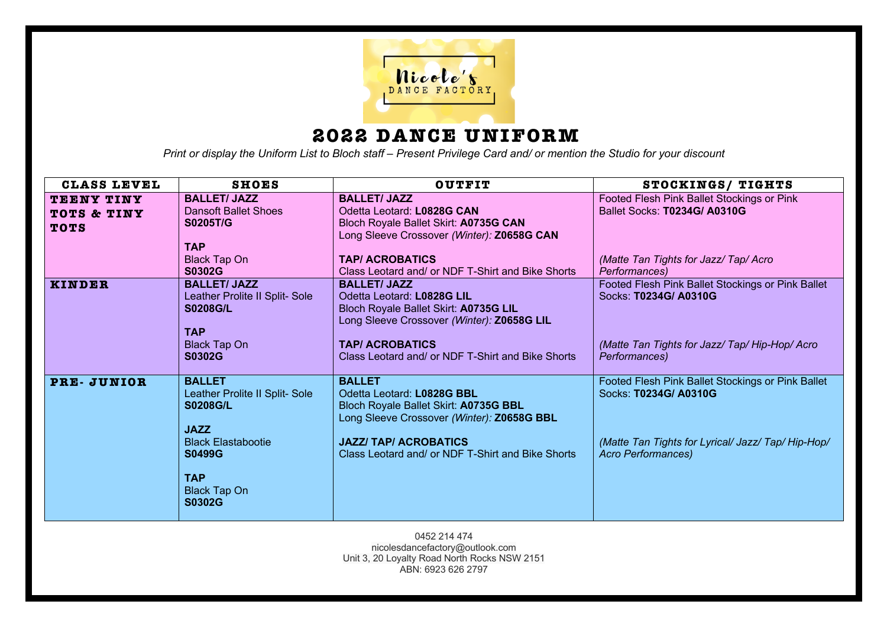Nicole's
DANCE FACTORY

# 2022 DANCE UNIFORM

*Print or display the Uniform List to Bloch staff – Present Privilege Card and/ or mention the Studio for your discount*

| CLASS LEVEL | SHOES | OUTFIT | STOCKINGS/ TIGHTS |
|---|---|---|---|
| **TEENY TINY TOTS & TINY TOTS** | **BALLET/ JAZZ**<br>Dansoft Ballet Shoes<br>**S0205T/G**<br><br>**TAP**<br>Black Tap On<br>**S0302G** | **BALLET/ JAZZ**<br>Odetta Leotard: **L0828G CAN**<br>Bloch Royale Ballet Skirt: **A0735G CAN**<br>Long Sleeve Crossover *(Winter)*: **Z0658G CAN**<br><br>**TAP/ ACROBATICS**<br>Class Leotard and/ or NDF T-Shirt and Bike Shorts | Footed Flesh Pink Ballet Stockings or Pink Ballet Socks: **T0234G/ A0310G**<br><br>*(Matte Tan Tights for Jazz/ Tap/ Acro Performances)* |
| **KINDER** | **BALLET/ JAZZ**<br>Leather Prolite II Split- Sole<br>**S0208G/L**<br><br>**TAP**<br>Black Tap On<br>**S0302G** | **BALLET/ JAZZ**<br>Odetta Leotard: **L0828G LIL**<br>Bloch Royale Ballet Skirt: **A0735G LIL**<br>Long Sleeve Crossover *(Winter)*: **Z0658G LIL**<br><br>**TAP/ ACROBATICS**<br>Class Leotard and/ or NDF T-Shirt and Bike Shorts | Footed Flesh Pink Ballet Stockings or Pink Ballet Socks: **T0234G/ A0310G**<br><br>*(Matte Tan Tights for Jazz/ Tap/ Hip-Hop/ Acro Performances)* |
| **PRE- JUNIOR** | **BALLET**<br>Leather Prolite II Split- Sole<br>**S0208G/L**<br><br>**JAZZ**<br>Black Elastabootie<br>**S0499G**<br><br>**TAP**<br>Black Tap On<br>**S0302G** | **BALLET**<br>Odetta Leotard: **L0828G BBL**<br>Bloch Royale Ballet Skirt: **A0735G BBL**<br>Long Sleeve Crossover *(Winter)*: **Z0658G BBL**<br><br>**JAZZ/ TAP/ ACROBATICS**<br>Class Leotard and/ or NDF T-Shirt and Bike Shorts | Footed Flesh Pink Ballet Stockings or Pink Ballet Socks: **T0234G/ A0310G**<br><br>*(Matte Tan Tights for Lyrical/ Jazz/ Tap/ Hip-Hop/ Acro Performances)* |

0452 214 474
nicolesdancefactory@outlook.com
Unit 3, 20 Loyalty Road North Rocks NSW 2151
ABN: 6923 626 2797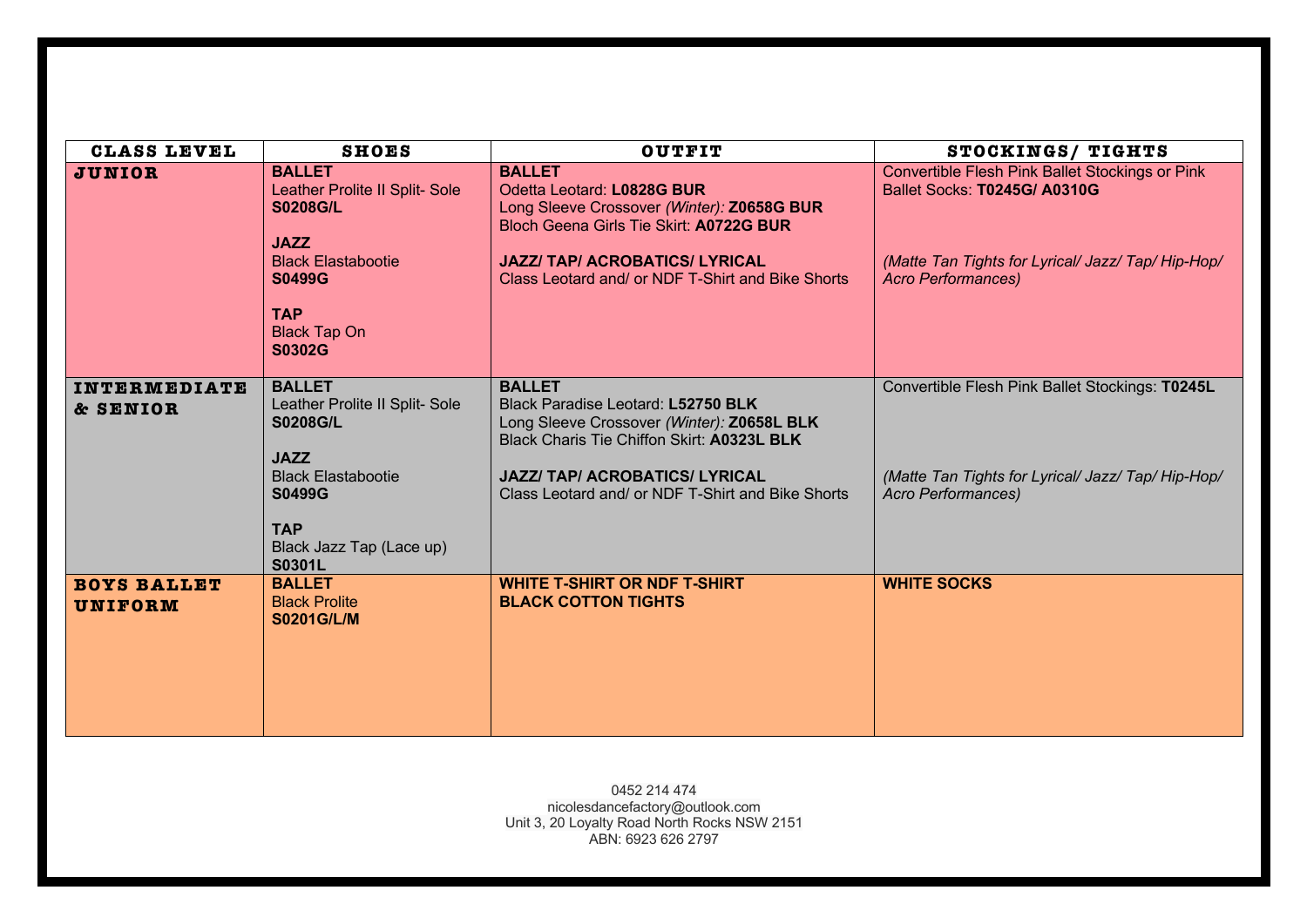| CLASS LEVEL | SHOES | OUTFIT | STOCKINGS/ TIGHTS |
|---|---|---|---|
| **JUNIOR** | **BALLET**<br>Leather Prolite II Split- Sole<br>**S0208G/L**<br><br>**JAZZ**<br>Black Elastabootie<br>**S0499G**<br><br>**TAP**<br>Black Tap On<br>**S0302G** | **BALLET**<br>Odetta Leotard: **L0828G BUR**<br>Long Sleeve Crossover *(Winter):* **Z0658G BUR**<br>Bloch Geena Girls Tie Skirt: **A0722G BUR**<br><br>**JAZZ/ TAP/ ACROBATICS/ LYRICAL**<br>Class Leotard and/ or NDF T-Shirt and Bike Shorts | Convertible Flesh Pink Ballet Stockings or Pink Ballet Socks: **T0245G/ A0310G**<br><br>*(Matte Tan Tights for Lyrical/ Jazz/ Tap/ Hip-Hop/ Acro Performances)* |
| **INTERMEDIATE & SENIOR** | **BALLET**<br>Leather Prolite II Split- Sole<br>**S0208G/L**<br><br>**JAZZ**<br>Black Elastabootie<br>**S0499G**<br><br>**TAP**<br>Black Jazz Tap (Lace up)<br>**S0301L** | **BALLET**<br>Black Paradise Leotard: **L52750 BLK**<br>Long Sleeve Crossover *(Winter):* **Z0658L BLK**<br>Black Charis Tie Chiffon Skirt: **A0323L BLK**<br><br>**JAZZ/ TAP/ ACROBATICS/ LYRICAL**<br>Class Leotard and/ or NDF T-Shirt and Bike Shorts | Convertible Flesh Pink Ballet Stockings: **T0245L**<br><br>*(Matte Tan Tights for Lyrical/ Jazz/ Tap/ Hip-Hop/ Acro Performances)* |
| **BOYS BALLET UNIFORM** | **BALLET**<br>Black Prolite<br>**S0201G/L/M** | **WHITE T-SHIRT OR NDF T-SHIRT**<br>**BLACK COTTON TIGHTS** | **WHITE SOCKS** |

0452 214 474
nicolesdancefactory@outlook.com
Unit 3, 20 Loyalty Road North Rocks NSW 2151
ABN: 6923 626 2797